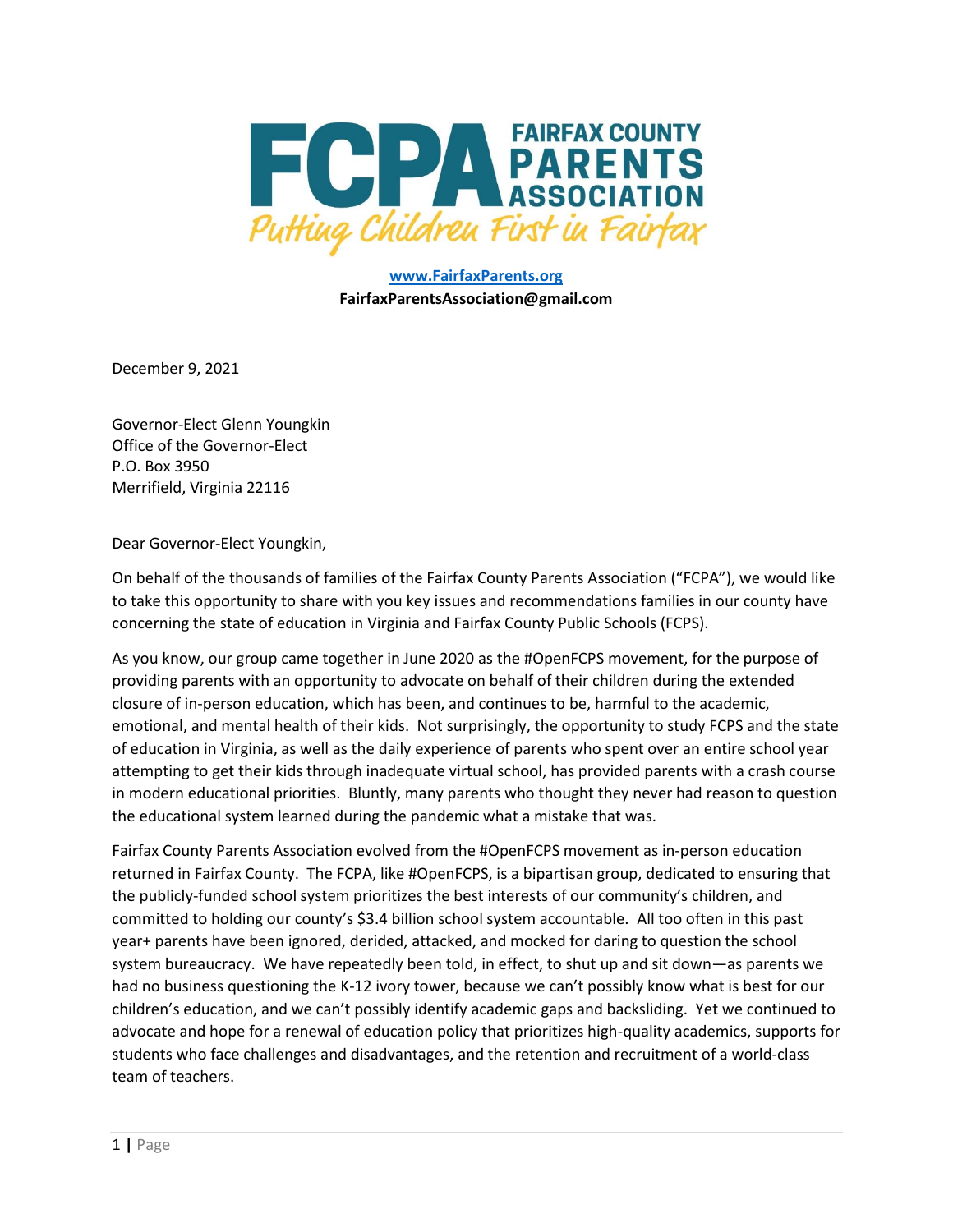FCPA FAIRFAX COUNTY PARENTS ASSOCIATION

*Putting Children First in Fairfax*

**[www.FairfaxParents.org](http://www.FairfaxParents.org)**
**FairfaxParentsAssociation@gmail.com**

December 9, 2021

Governor-Elect Glenn Youngkin
Office of the Governor-Elect
P.O. Box 3950
Merrifield, Virginia 22116

Dear Governor-Elect Youngkin,

On behalf of the thousands of families of the Fairfax County Parents Association ("FCPA"), we would like to take this opportunity to share with you key issues and recommendations families in our county have concerning the state of education in Virginia and Fairfax County Public Schools (FCPS).

As you know, our group came together in June 2020 as the #OpenFCPS movement, for the purpose of providing parents with an opportunity to advocate on behalf of their children during the extended closure of in-person education, which has been, and continues to be, harmful to the academic, emotional, and mental health of their kids. Not surprisingly, the opportunity to study FCPS and the state of education in Virginia, as well as the daily experience of parents who spent over an entire school year attempting to get their kids through inadequate virtual school, has provided parents with a crash course in modern educational priorities. Bluntly, many parents who thought they never had reason to question the educational system learned during the pandemic what a mistake that was.

Fairfax County Parents Association evolved from the #OpenFCPS movement as in-person education returned in Fairfax County. The FCPA, like #OpenFCPS, is a bipartisan group, dedicated to ensuring that the publicly-funded school system prioritizes the best interests of our community's children, and committed to holding our county's $3.4 billion school system accountable. All too often in this past year+ parents have been ignored, derided, attacked, and mocked for daring to question the school system bureaucracy. We have repeatedly been told, in effect, to shut up and sit down—as parents we had no business questioning the K-12 ivory tower, because we can't possibly know what is best for our children's education, and we can't possibly identify academic gaps and backsliding. Yet we continued to advocate and hope for a renewal of education policy that prioritizes high-quality academics, supports for students who face challenges and disadvantages, and the retention and recruitment of a world-class team of teachers.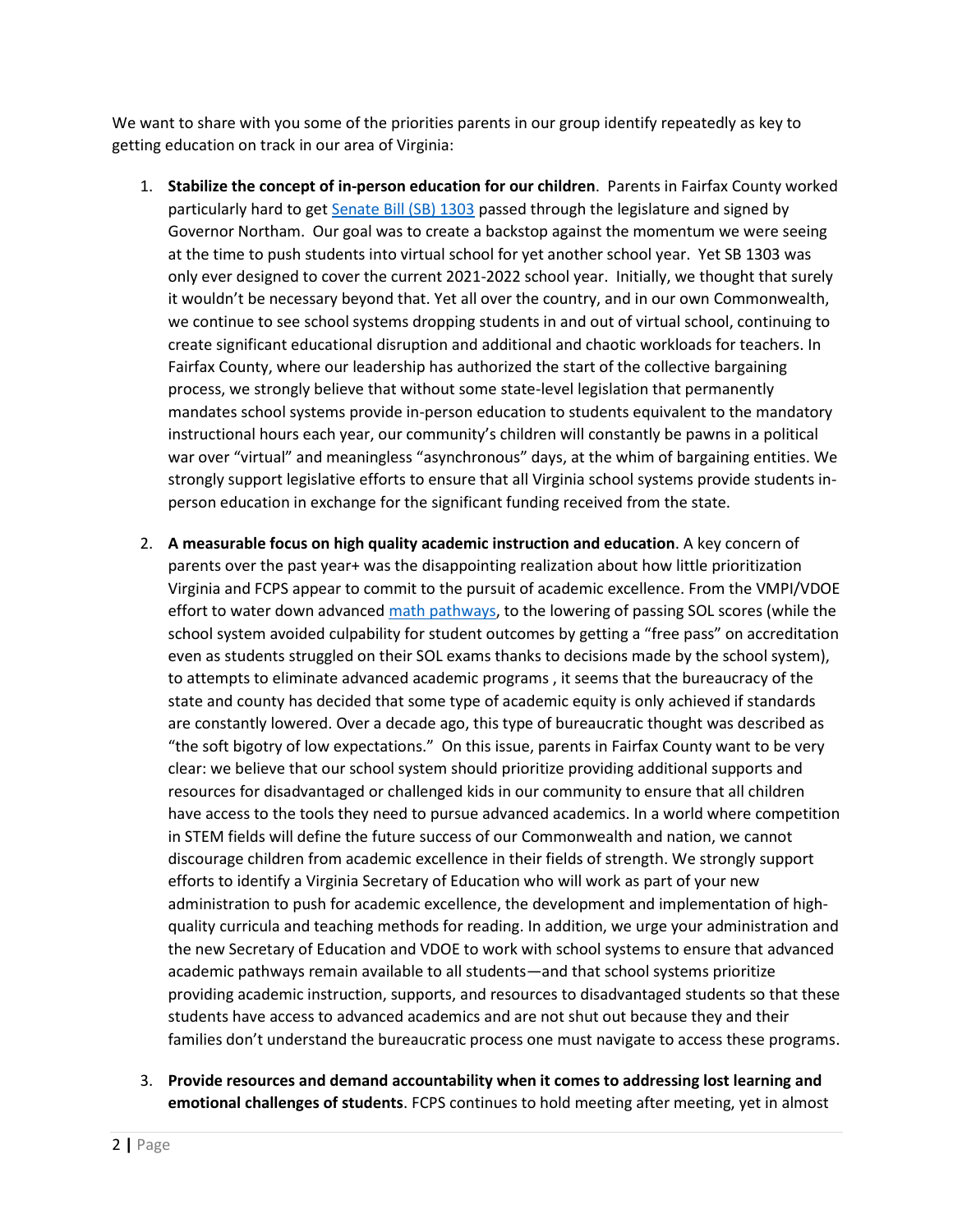We want to share with you some of the priorities parents in our group identify repeatedly as key to getting education on track in our area of Virginia:

1. **Stabilize the concept of in-person education for our children**. Parents in Fairfax County worked particularly hard to get [Senate Bill (SB) 1303](#) passed through the legislature and signed by Governor Northam. Our goal was to create a backstop against the momentum we were seeing at the time to push students into virtual school for yet another school year. Yet SB 1303 was only ever designed to cover the current 2021-2022 school year. Initially, we thought that surely it wouldn't be necessary beyond that. Yet all over the country, and in our own Commonwealth, we continue to see school systems dropping students in and out of virtual school, continuing to create significant educational disruption and additional and chaotic workloads for teachers. In Fairfax County, where our leadership has authorized the start of the collective bargaining process, we strongly believe that without some state-level legislation that permanently mandates school systems provide in-person education to students equivalent to the mandatory instructional hours each year, our community's children will constantly be pawns in a political war over "virtual" and meaningless "asynchronous" days, at the whim of bargaining entities. We strongly support legislative efforts to ensure that all Virginia school systems provide students in-person education in exchange for the significant funding received from the state.

2. **A measurable focus on high quality academic instruction and education**. A key concern of parents over the past year+ was the disappointing realization about how little prioritization Virginia and FCPS appear to commit to the pursuit of academic excellence. From the VMPI/VDOE effort to water down advanced [math pathways](#), to the lowering of passing SOL scores (while the school system avoided culpability for student outcomes by getting a "free pass" on accreditation even as students struggled on their SOL exams thanks to decisions made by the school system), to attempts to eliminate advanced academic programs , it seems that the bureaucracy of the state and county has decided that some type of academic equity is only achieved if standards are constantly lowered. Over a decade ago, this type of bureaucratic thought was described as "the soft bigotry of low expectations." On this issue, parents in Fairfax County want to be very clear: we believe that our school system should prioritize providing additional supports and resources for disadvantaged or challenged kids in our community to ensure that all children have access to the tools they need to pursue advanced academics. In a world where competition in STEM fields will define the future success of our Commonwealth and nation, we cannot discourage children from academic excellence in their fields of strength. We strongly support efforts to identify a Virginia Secretary of Education who will work as part of your new administration to push for academic excellence, the development and implementation of high-quality curricula and teaching methods for reading. In addition, we urge your administration and the new Secretary of Education and VDOE to work with school systems to ensure that advanced academic pathways remain available to all students—and that school systems prioritize providing academic instruction, supports, and resources to disadvantaged students so that these students have access to advanced academics and are not shut out because they and their families don't understand the bureaucratic process one must navigate to access these programs.

3. **Provide resources and demand accountability when it comes to addressing lost learning and emotional challenges of students**. FCPS continues to hold meeting after meeting, yet in almost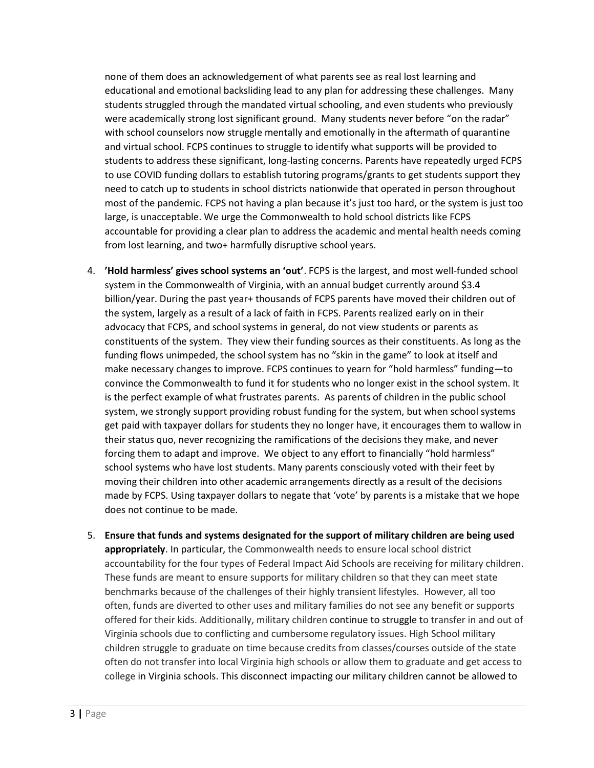none of them does an acknowledgement of what parents see as real lost learning and educational and emotional backsliding lead to any plan for addressing these challenges. Many students struggled through the mandated virtual schooling, and even students who previously were academically strong lost significant ground. Many students never before "on the radar" with school counselors now struggle mentally and emotionally in the aftermath of quarantine and virtual school. FCPS continues to struggle to identify what supports will be provided to students to address these significant, long-lasting concerns. Parents have repeatedly urged FCPS to use COVID funding dollars to establish tutoring programs/grants to get students support they need to catch up to students in school districts nationwide that operated in person throughout most of the pandemic. FCPS not having a plan because it's just too hard, or the system is just too large, is unacceptable. We urge the Commonwealth to hold school districts like FCPS accountable for providing a clear plan to address the academic and mental health needs coming from lost learning, and two+ harmfully disruptive school years.

4. **'Hold harmless' gives school systems an 'out'**. FCPS is the largest, and most well-funded school system in the Commonwealth of Virginia, with an annual budget currently around $3.4 billion/year. During the past year+ thousands of FCPS parents have moved their children out of the system, largely as a result of a lack of faith in FCPS. Parents realized early on in their advocacy that FCPS, and school systems in general, do not view students or parents as constituents of the system. They view their funding sources as their constituents. As long as the funding flows unimpeded, the school system has no "skin in the game" to look at itself and make necessary changes to improve. FCPS continues to yearn for "hold harmless" funding—to convince the Commonwealth to fund it for students who no longer exist in the school system. It is the perfect example of what frustrates parents. As parents of children in the public school system, we strongly support providing robust funding for the system, but when school systems get paid with taxpayer dollars for students they no longer have, it encourages them to wallow in their status quo, never recognizing the ramifications of the decisions they make, and never forcing them to adapt and improve. We object to any effort to financially "hold harmless" school systems who have lost students. Many parents consciously voted with their feet by moving their children into other academic arrangements directly as a result of the decisions made by FCPS. Using taxpayer dollars to negate that 'vote' by parents is a mistake that we hope does not continue to be made.

5. **Ensure that funds and systems designated for the support of military children are being used appropriately**. In particular, the Commonwealth needs to ensure local school district accountability for the four types of Federal Impact Aid Schools are receiving for military children. These funds are meant to ensure supports for military children so that they can meet state benchmarks because of the challenges of their highly transient lifestyles. However, all too often, funds are diverted to other uses and military families do not see any benefit or supports offered for their kids. Additionally, military children continue to struggle to transfer in and out of Virginia schools due to conflicting and cumbersome regulatory issues. High School military children struggle to graduate on time because credits from classes/courses outside of the state often do not transfer into local Virginia high schools or allow them to graduate and get access to college in Virginia schools. This disconnect impacting our military children cannot be allowed to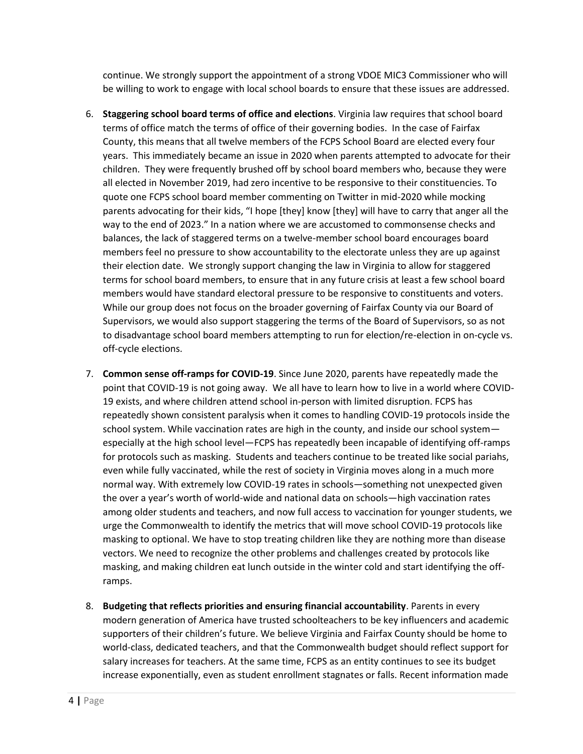continue. We strongly support the appointment of a strong VDOE MIC3 Commissioner who will be willing to work to engage with local school boards to ensure that these issues are addressed.

6. **Staggering school board terms of office and elections**. Virginia law requires that school board terms of office match the terms of office of their governing bodies. In the case of Fairfax County, this means that all twelve members of the FCPS School Board are elected every four years. This immediately became an issue in 2020 when parents attempted to advocate for their children. They were frequently brushed off by school board members who, because they were all elected in November 2019, had zero incentive to be responsive to their constituencies. To quote one FCPS school board member commenting on Twitter in mid-2020 while mocking parents advocating for their kids, "I hope [they] know [they] will have to carry that anger all the way to the end of 2023." In a nation where we are accustomed to commonsense checks and balances, the lack of staggered terms on a twelve-member school board encourages board members feel no pressure to show accountability to the electorate unless they are up against their election date. We strongly support changing the law in Virginia to allow for staggered terms for school board members, to ensure that in any future crisis at least a few school board members would have standard electoral pressure to be responsive to constituents and voters. While our group does not focus on the broader governing of Fairfax County via our Board of Supervisors, we would also support staggering the terms of the Board of Supervisors, so as not to disadvantage school board members attempting to run for election/re-election in on-cycle vs. off-cycle elections.

7. **Common sense off-ramps for COVID-19**. Since June 2020, parents have repeatedly made the point that COVID-19 is not going away. We all have to learn how to live in a world where COVID-19 exists, and where children attend school in-person with limited disruption. FCPS has repeatedly shown consistent paralysis when it comes to handling COVID-19 protocols inside the school system. While vaccination rates are high in the county, and inside our school system—especially at the high school level—FCPS has repeatedly been incapable of identifying off-ramps for protocols such as masking. Students and teachers continue to be treated like social pariahs, even while fully vaccinated, while the rest of society in Virginia moves along in a much more normal way. With extremely low COVID-19 rates in schools—something not unexpected given the over a year's worth of world-wide and national data on schools—high vaccination rates among older students and teachers, and now full access to vaccination for younger students, we urge the Commonwealth to identify the metrics that will move school COVID-19 protocols like masking to optional. We have to stop treating children like they are nothing more than disease vectors. We need to recognize the other problems and challenges created by protocols like masking, and making children eat lunch outside in the winter cold and start identifying the off-ramps.

8. **Budgeting that reflects priorities and ensuring financial accountability**. Parents in every modern generation of America have trusted schoolteachers to be key influencers and academic supporters of their children's future. We believe Virginia and Fairfax County should be home to world-class, dedicated teachers, and that the Commonwealth budget should reflect support for salary increases for teachers. At the same time, FCPS as an entity continues to see its budget increase exponentially, even as student enrollment stagnates or falls. Recent information made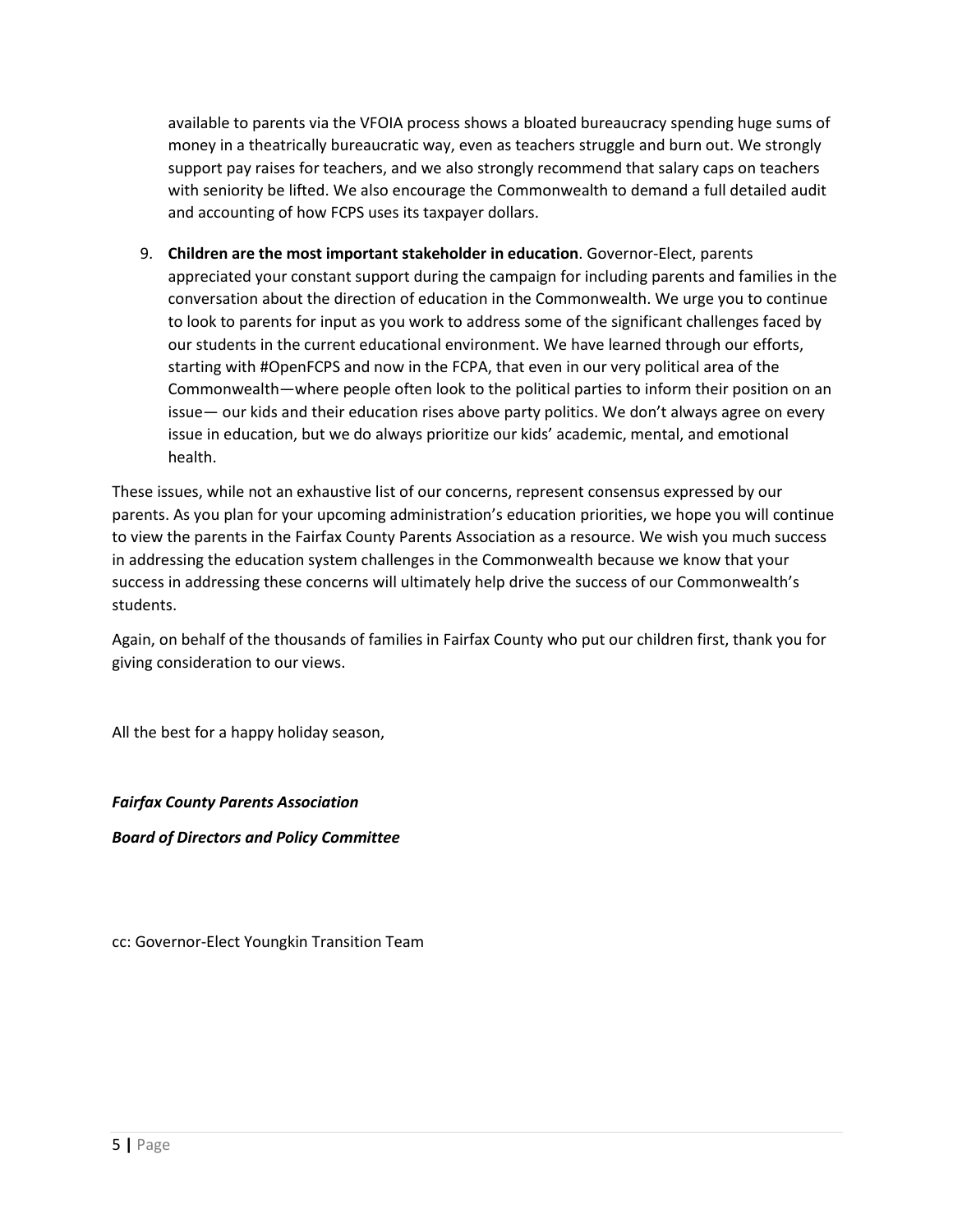available to parents via the VFOIA process shows a bloated bureaucracy spending huge sums of money in a theatrically bureaucratic way, even as teachers struggle and burn out. We strongly support pay raises for teachers, and we also strongly recommend that salary caps on teachers with seniority be lifted. We also encourage the Commonwealth to demand a full detailed audit and accounting of how FCPS uses its taxpayer dollars.

9. **Children are the most important stakeholder in education**. Governor-Elect, parents appreciated your constant support during the campaign for including parents and families in the conversation about the direction of education in the Commonwealth. We urge you to continue to look to parents for input as you work to address some of the significant challenges faced by our students in the current educational environment. We have learned through our efforts, starting with #OpenFCPS and now in the FCPA, that even in our very political area of the Commonwealth—where people often look to the political parties to inform their position on an issue— our kids and their education rises above party politics. We don't always agree on every issue in education, but we do always prioritize our kids' academic, mental, and emotional health.

These issues, while not an exhaustive list of our concerns, represent consensus expressed by our parents. As you plan for your upcoming administration's education priorities, we hope you will continue to view the parents in the Fairfax County Parents Association as a resource. We wish you much success in addressing the education system challenges in the Commonwealth because we know that your success in addressing these concerns will ultimately help drive the success of our Commonwealth's students.

Again, on behalf of the thousands of families in Fairfax County who put our children first, thank you for giving consideration to our views.

All the best for a happy holiday season,

***Fairfax County Parents Association***

***Board of Directors and Policy Committee***

cc: Governor-Elect Youngkin Transition Team